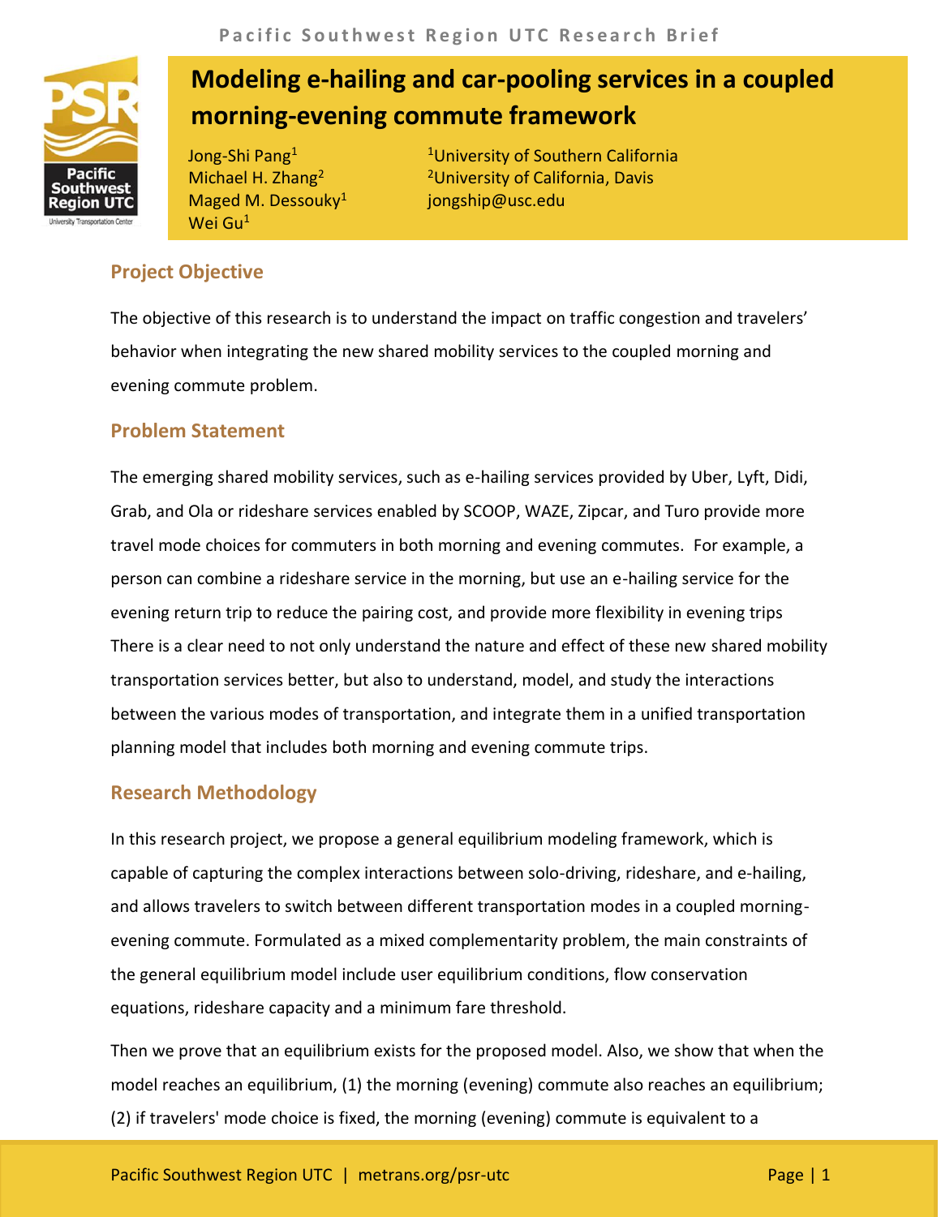# Modeling e-hailing and car-pooling services in a coupled morning-evening commute framework

Jong-Shi Pang[1]
Michael H. Zhang[2]
Maged M. Dessouky[1]
Wei Gu[1]

[1]University of Southern California
[2]University of California, Davis
jongship@usc.edu

## Project Objective

The objective of this research is to understand the impact on traffic congestion and travelers' behavior when integrating the new shared mobility services to the coupled morning and evening commute problem.

## Problem Statement

The emerging shared mobility services, such as e-hailing services provided by Uber, Lyft, Didi, Grab, and Ola or rideshare services enabled by SCOOP, WAZE, Zipcar, and Turo provide more travel mode choices for commuters in both morning and evening commutes. For example, a person can combine a rideshare service in the morning, but use an e-hailing service for the evening return trip to reduce the pairing cost, and provide more flexibility in evening trips There is a clear need to not only understand the nature and effect of these new shared mobility transportation services better, but also to understand, model, and study the interactions between the various modes of transportation, and integrate them in a unified transportation planning model that includes both morning and evening commute trips.

## Research Methodology

In this research project, we propose a general equilibrium modeling framework, which is capable of capturing the complex interactions between solo-driving, rideshare, and e-hailing, and allows travelers to switch between different transportation modes in a coupled morning-evening commute. Formulated as a mixed complementarity problem, the main constraints of the general equilibrium model include user equilibrium conditions, flow conservation equations, rideshare capacity and a minimum fare threshold.

Then we prove that an equilibrium exists for the proposed model. Also, we show that when the model reaches an equilibrium, (1) the morning (evening) commute also reaches an equilibrium; (2) if travelers' mode choice is fixed, the morning (evening) commute is equivalent to a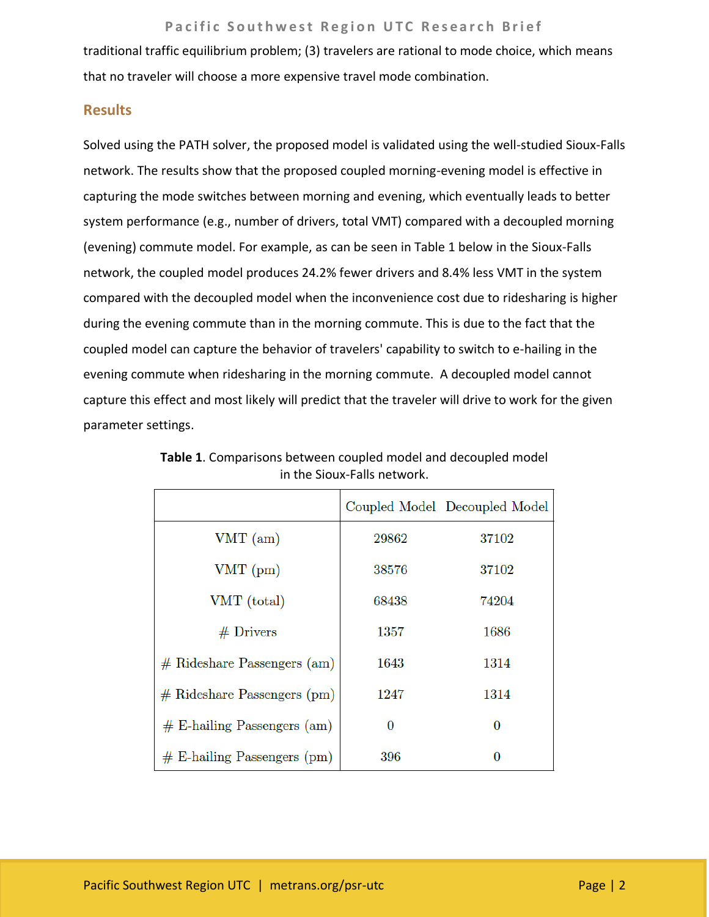traditional traffic equilibrium problem; (3) travelers are rational to mode choice, which means that no traveler will choose a more expensive travel mode combination.

## Results

Solved using the PATH solver, the proposed model is validated using the well-studied Sioux-Falls network. The results show that the proposed coupled morning-evening model is effective in capturing the mode switches between morning and evening, which eventually leads to better system performance (e.g., number of drivers, total VMT) compared with a decoupled morning (evening) commute model. For example, as can be seen in Table 1 below in the Sioux-Falls network, the coupled model produces 24.2% fewer drivers and 8.4% less VMT in the system compared with the decoupled model when the inconvenience cost due to ridesharing is higher during the evening commute than in the morning commute. This is due to the fact that the coupled model can capture the behavior of travelers' capability to switch to e-hailing in the evening commute when ridesharing in the morning commute. A decoupled model cannot capture this effect and most likely will predict that the traveler will drive to work for the given parameter settings.

**Table 1**. Comparisons between coupled model and decoupled model in the Sioux-Falls network.

| | Coupled Model | Decoupled Model |
|---|---|---|
| VMT (am) | 29862 | 37102 |
| VMT (pm) | 38576 | 37102 |
| VMT (total) | 68438 | 74204 |
| # Drivers | 1357 | 1686 |
| # Rideshare Passengers (am) | 1643 | 1314 |
| # Rideshare Passengers (pm) | 1247 | 1314 |
| # E-hailing Passengers (am) | 0 | 0 |
| # E-hailing Passengers (pm) | 396 | 0 |